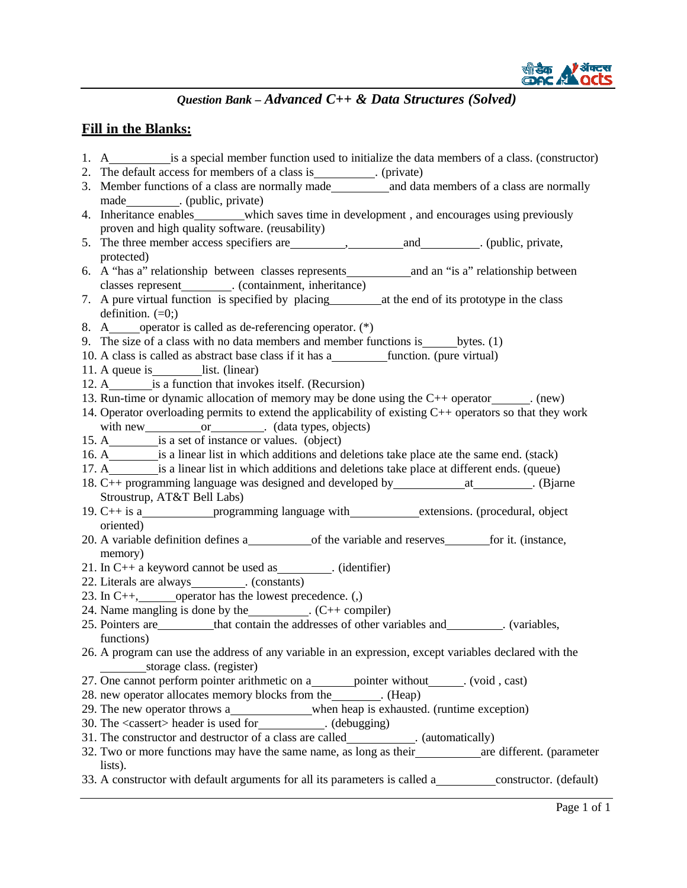*Question Bank – Advanced C++ & Data Structures (Solved)*

## Fill in the Blanks:

1. A__________is a special member function used to initialize the data members of a class. (constructor)
2. The default access for members of a class is__________. (private)
3. Member functions of a class are normally made__________and data members of a class are normally made_________. (public, private)
4. Inheritance enables________which saves time in development , and encourages using previously proven and high quality software. (reusability)
5. The three member access specifiers are_________,_________and__________. (public, private, protected)
6. A "has a" relationship between classes represents__________and an "is a" relationship between classes represent________. (containment, inheritance)
7. A pure virtual function is specified by placing________at the end of its prototype in the class definition. (=0;)
8. A_____operator is called as de-referencing operator. (*)
9. The size of a class with no data members and member functions is_____bytes. (1)
10. A class is called as abstract base class if it has a_________function. (pure virtual)
11. A queue is________list. (linear)
12. A_______is a function that invokes itself. (Recursion)
13. Run-time or dynamic allocation of memory may be done using the C++ operator______. (new)
14. Operator overloading permits to extend the applicability of existing C++ operators so that they work with new_________or________. (data types, objects)
15. A________is a set of instance or values. (object)
16. A________is a linear list in which additions and deletions take place ate the same end. (stack)
17. A________is a linear list in which additions and deletions take place at different ends. (queue)
18. C++ programming language was designed and developed by___________at_________. (Bjarne Stroustrup, AT&T Bell Labs)
19. C++ is a___________programming language with___________extensions. (procedural, object oriented)
20. A variable definition defines a__________of the variable and reserves_______for it. (instance, memory)
21. In C++ a keyword cannot be used as_________. (identifier)
22. Literals are always_________. (constants)
23. In C++,______operator has the lowest precedence. (,)
24. Name mangling is done by the__________. (C++ compiler)
25. Pointers are_________that contain the addresses of other variables and_________. (variables, functions)
26. A program can use the address of any variable in an expression, except variables declared with the _______storage class. (register)
27. One cannot perform pointer arithmetic on a_______pointer without______. (void , cast)
28. new operator allocates memory blocks from the________. (Heap)
29. The new operator throws a_____________when heap is exhausted. (runtime exception)
30. The <cassert> header is used for___________. (debugging)
31. The constructor and destructor of a class are called___________. (automatically)
32. Two or more functions may have the same name, as long as their___________are different. (parameter lists).
33. A constructor with default arguments for all its parameters is called a__________constructor. (default)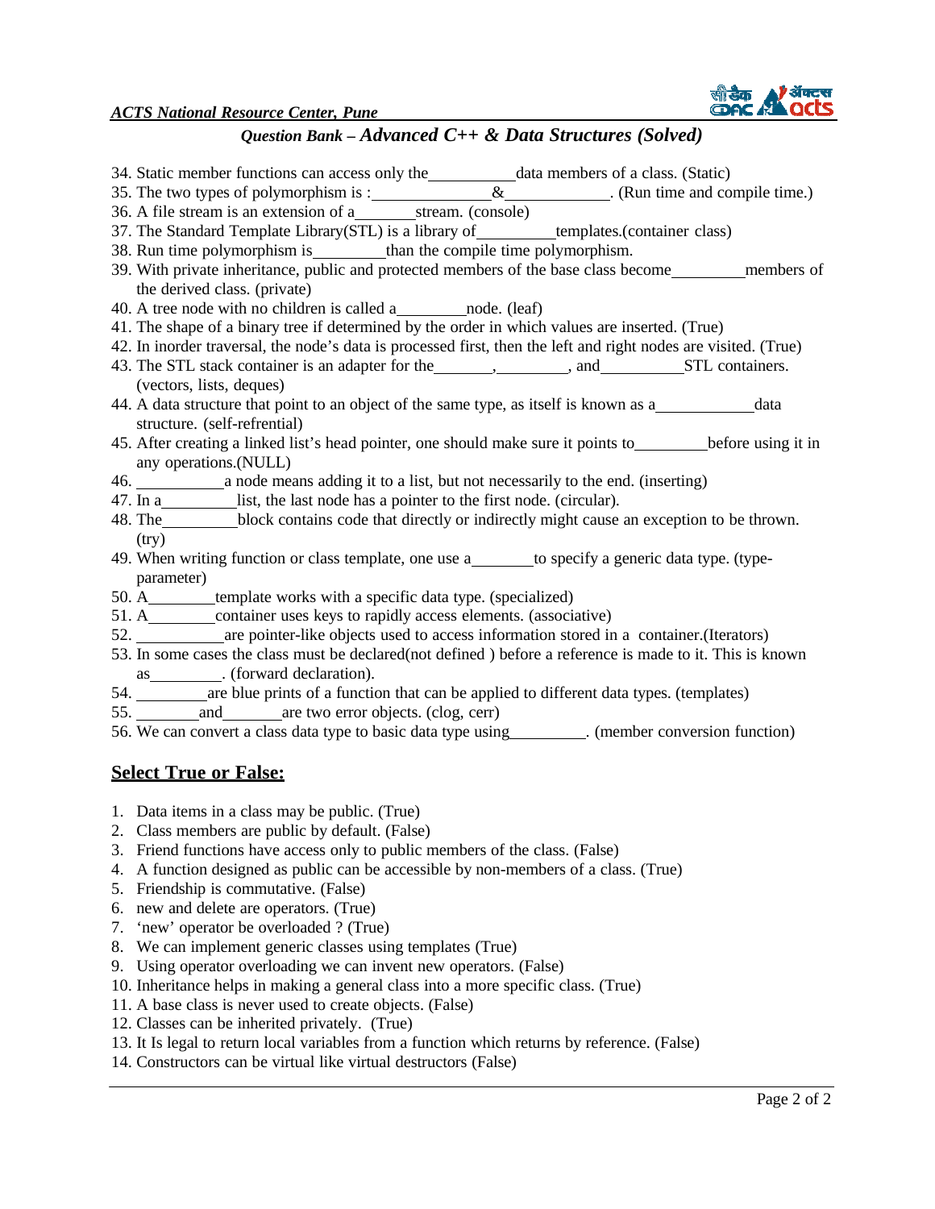34. Static member functions can access only the__________data members of a class. (Static)
35. The two types of polymorphism is :______________&____________. (Run time and compile time.)
36. A file stream is an extension of a_______stream. (console)
37. The Standard Template Library(STL) is a library of_________templates.(container class)
38. Run time polymorphism is________than the compile time polymorphism.
39. With private inheritance, public and protected members of the base class become________members of the derived class. (private)
40. A tree node with no children is called a________node. (leaf)
41. The shape of a binary tree if determined by the order in which values are inserted. (True)
42. In inorder traversal, the node's data is processed first, then the left and right nodes are visited. (True)
43. The STL stack container is an adapter for the_______,________, and_________STL containers. (vectors, lists, deques)
44. A data structure that point to an object of the same type, as itself is known as a___________data structure. (self-refrential)
45. After creating a linked list's head pointer, one should make sure it points to________before using it in any operations.(NULL)
46. __________a node means adding it to a list, but not necessarily to the end. (inserting)
47. In a_________list, the last node has a pointer to the first node. (circular).
48. The_________block contains code that directly or indirectly might cause an exception to be thrown. (try)
49. When writing function or class template, one use a_______to specify a generic data type. (type-parameter)
50. A________template works with a specific data type. (specialized)
51. A________container uses keys to rapidly access elements. (associative)
52. __________are pointer-like objects used to access information stored in a container.(Iterators)
53. In some cases the class must be declared(not defined ) before a reference is made to it. This is known as________. (forward declaration).
54. ________are blue prints of a function that can be applied to different data types. (templates)
55. _______and_______are two error objects. (clog, cerr)
56. We can convert a class data type to basic data type using_________. (member conversion function)

## Select True or False:

1. Data items in a class may be public. (True)
2. Class members are public by default. (False)
3. Friend functions have access only to public members of the class. (False)
4. A function designed as public can be accessible by non-members of a class. (True)
5. Friendship is commutative. (False)
6. new and delete are operators. (True)
7. 'new' operator be overloaded ? (True)
8. We can implement generic classes using templates (True)
9. Using operator overloading we can invent new operators. (False)
10. Inheritance helps in making a general class into a more specific class. (True)
11. A base class is never used to create objects. (False)
12. Classes can be inherited privately. (True)
13. It Is legal to return local variables from a function which returns by reference. (False)
14. Constructors can be virtual like virtual destructors (False)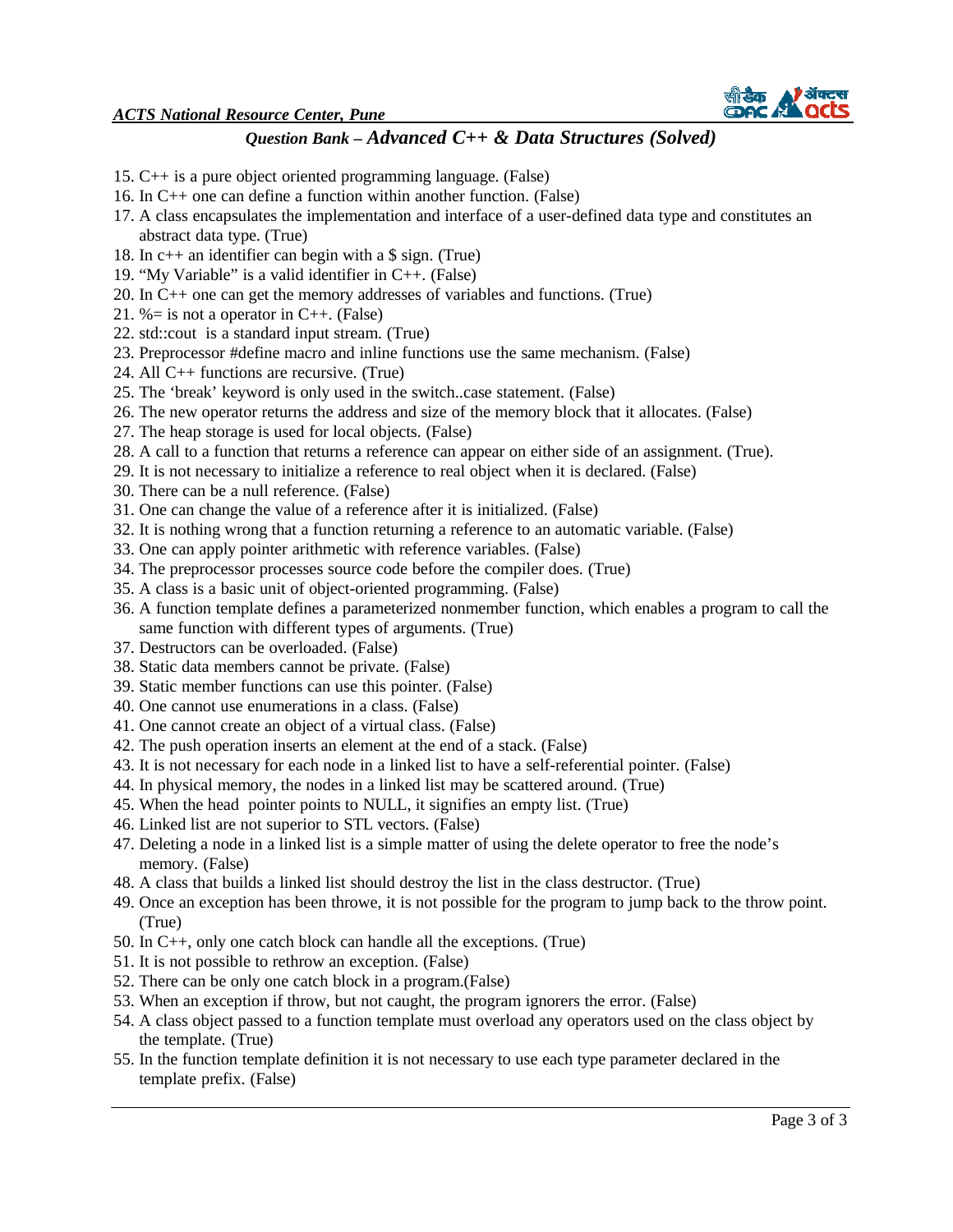15. C++ is a pure object oriented programming language. (False)
16. In C++ one can define a function within another function. (False)
17. A class encapsulates the implementation and interface of a user-defined data type and constitutes an abstract data type. (True)
18. In c++ an identifier can begin with a $ sign. (True)
19. “My Variable” is a valid identifier in C++. (False)
20. In C++ one can get the memory addresses of variables and functions. (True)
21. %= is not a operator in C++. (False)
22. std::cout is a standard input stream. (True)
23. Preprocessor #define macro and inline functions use the same mechanism. (False)
24. All C++ functions are recursive. (True)
25. The ‘break’ keyword is only used in the switch..case statement. (False)
26. The new operator returns the address and size of the memory block that it allocates. (False)
27. The heap storage is used for local objects. (False)
28. A call to a function that returns a reference can appear on either side of an assignment. (True).
29. It is not necessary to initialize a reference to real object when it is declared. (False)
30. There can be a null reference. (False)
31. One can change the value of a reference after it is initialized. (False)
32. It is nothing wrong that a function returning a reference to an automatic variable. (False)
33. One can apply pointer arithmetic with reference variables. (False)
34. The preprocessor processes source code before the compiler does. (True)
35. A class is a basic unit of object-oriented programming. (False)
36. A function template defines a parameterized nonmember function, which enables a program to call the same function with different types of arguments. (True)
37. Destructors can be overloaded. (False)
38. Static data members cannot be private. (False)
39. Static member functions can use this pointer. (False)
40. One cannot use enumerations in a class. (False)
41. One cannot create an object of a virtual class. (False)
42. The push operation inserts an element at the end of a stack. (False)
43. It is not necessary for each node in a linked list to have a self-referential pointer. (False)
44. In physical memory, the nodes in a linked list may be scattered around. (True)
45. When the head pointer points to NULL, it signifies an empty list. (True)
46. Linked list are not superior to STL vectors. (False)
47. Deleting a node in a linked list is a simple matter of using the delete operator to free the node’s memory. (False)
48. A class that builds a linked list should destroy the list in the class destructor. (True)
49. Once an exception has been throwe, it is not possible for the program to jump back to the throw point. (True)
50. In C++, only one catch block can handle all the exceptions. (True)
51. It is not possible to rethrow an exception. (False)
52. There can be only one catch block in a program.(False)
53. When an exception if throw, but not caught, the program ignorers the error. (False)
54. A class object passed to a function template must overload any operators used on the class object by the template. (True)
55. In the function template definition it is not necessary to use each type parameter declared in the template prefix. (False)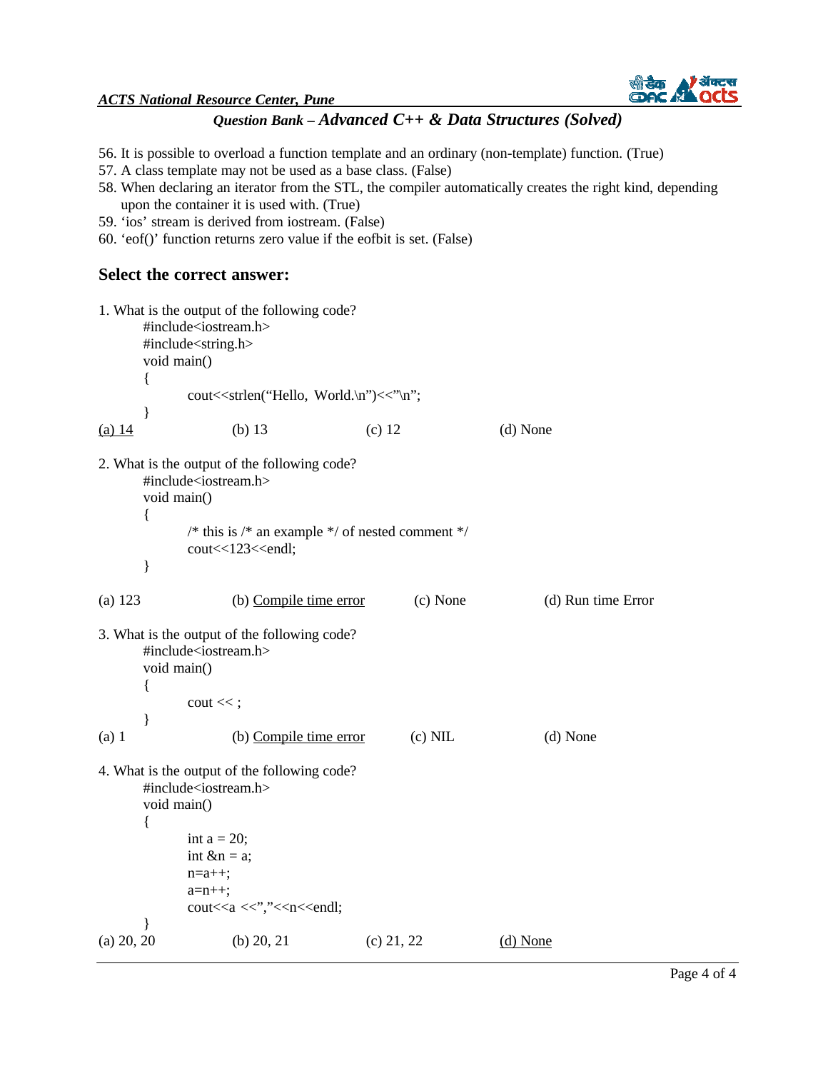56. It is possible to overload a function template and an ordinary (non-template) function. (True)
57. A class template may not be used as a base class. (False)
58. When declaring an iterator from the STL, the compiler automatically creates the right kind, depending upon the container it is used with. (True)
59. 'ios' stream is derived from iostream. (False)
60. 'eof()' function returns zero value if the eofbit is set. (False)

## Select the correct answer:

1. What is the output of the following code?

```
#include<iostream.h>
#include<string.h>
void main()
{
        cout<<strlen("Hello, World.\n")<<"\n";
}
```

<u>(a) 14</u>  (b) 13  (c) 12  (d) None

2. What is the output of the following code?

```
#include<iostream.h>
void main()
{
        /* this is /* an example */ of nested comment */
        cout<<123<<endl;
}
```

(a) 123  (b) <u>Compile time error</u>  (c) None  (d) Run time Error

3. What is the output of the following code?

```
#include<iostream.h>
void main()
{
        cout << ;
}
```

(a) 1  (b) <u>Compile time error</u>  (c) NIL  (d) None

4. What is the output of the following code?

```
#include<iostream.h>
void main()
{
        int a = 20;
        int &n = a;
        n=a++;
        a=n++;
        cout<<a <<","<<n<<endl;
}
```

(a) 20, 20  (b) 20, 21  (c) 21, 22  <u>(d) None</u>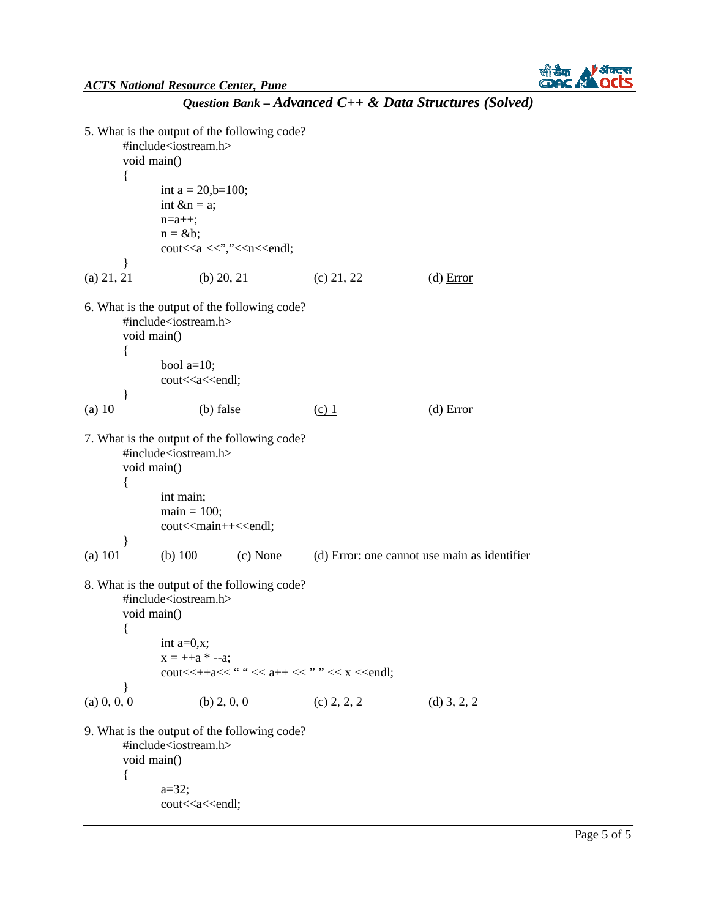5. What is the output of the following code?

```
#include<iostream.h>
void main()
{
        int a = 20,b=100;
        int &n = a;
        n=a++;
        n = &b;
        cout<<a <<","<<n<<endl;
}
```

(a) 21, 21 (b) 20, 21 (c) 21, 22 (d) <u>Error</u>

6. What is the output of the following code?

```
#include<iostream.h>
void main()
{
        bool a=10;
        cout<<a<<endl;
}
```

(a) 10 (b) false <u>(c) 1</u> (d) Error

7. What is the output of the following code?

```
#include<iostream.h>
void main()
{
        int main;
        main = 100;
        cout<<main++<<endl;
}
```

(a) 101 (b) <u>100</u> (c) None (d) Error: one cannot use main as identifier

8. What is the output of the following code?

```
#include<iostream.h>
void main()
{
        int a=0,x;
        x = ++a * --a;
        cout<<++a<< " " << a++ << " " << x <<endl;
}
```

(a) 0, 0, 0 <u>(b) 2, 0, 0</u> (c) 2, 2, 2 (d) 3, 2, 2

9. What is the output of the following code?

```
#include<iostream.h>
void main()
{
        a=32;
        cout<<a<<endl;
```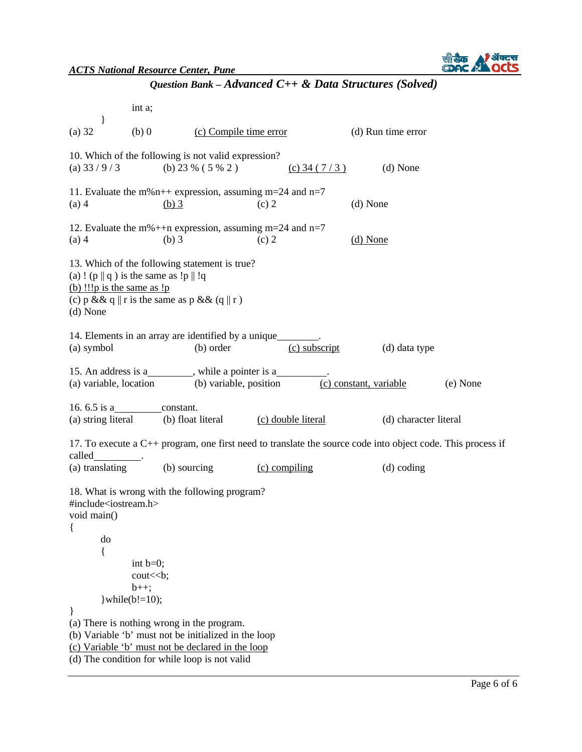```
        int a;
    }
```

(a) 32 (b) 0 <u>(c) Compile time error</u> (d) Run time error

10. Which of the following is not valid expression?
(a) 33 / 9 / 3 (b) 23 % ( 5 % 2 ) <u>(c) 34 ( 7 / 3 )</u> (d) None

11. Evaluate the m%n++ expression, assuming m=24 and n=7
(a) 4 <u>(b) 3</u> (c) 2 (d) None

12. Evaluate the m%++n expression, assuming m=24 and n=7
(a) 4 (b) 3 (c) 2 <u>(d) None</u>

13. Which of the following statement is true?
(a) ! (p || q ) is the same as !p || !q
<u>(b) !!!p is the same as !p</u>
(c) p && q || r is the same as p && (q || r )
(d) None

14. Elements in an array are identified by a unique________.
(a) symbol (b) order <u>(c) subscript</u> (d) data type

15. An address is a_________, while a pointer is a__________.
(a) variable, location (b) variable, position <u>(c) constant, variable</u> (e) None

16. 6.5 is a_________constant.
(a) string literal (b) float literal <u>(c) double literal</u> (d) character literal

17. To execute a C++ program, one first need to translate the source code into object code. This process if called_________.
(a) translating (b) sourcing <u>(c) compiling</u> (d) coding

18. What is wrong with the following program?

```
#include<iostream.h>
void main()
{
    do
    {
        int b=0;
        cout<<b;
        b++;
    }while(b!=10);
}
```

(a) There is nothing wrong in the program.
(b) Variable 'b' must not be initialized in the loop
<u>(c) Variable 'b' must not be declared in the loop</u>
(d) The condition for while loop is not valid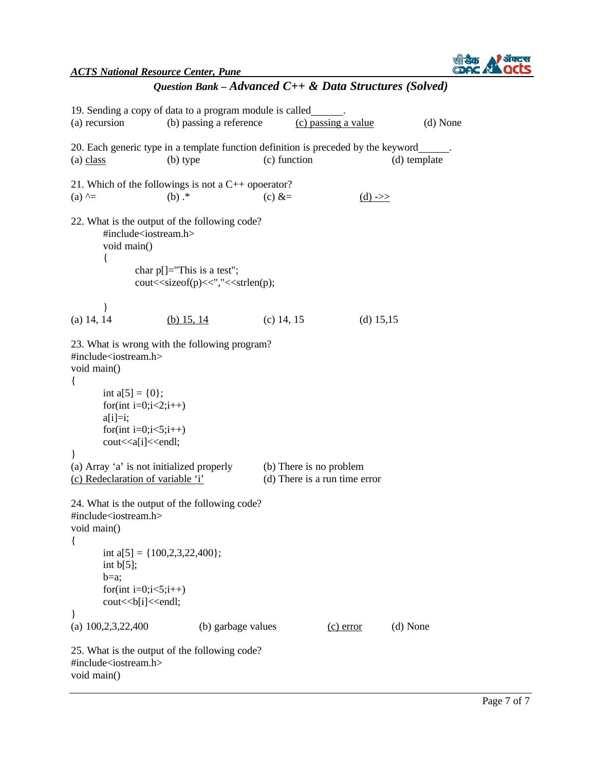19. Sending a copy of data to a program module is called______.

(a) recursion (b) passing a reference <u>(c) passing a value</u> (d) None

20. Each generic type in a template function definition is preceded by the keyword______.

<u>(a) class</u> (b) type (c) function (d) template

21. Which of the followings is not a C++ opoerator?

(a) ^= (b) .* (c) &= <u>(d) ->></u>

22. What is the output of the following code?

```
#include<iostream.h>
void main()
{
        char p[]="This is a test";
        cout<<sizeof(p)<<","<<strlen(p);

}
```

(a) 14, 14 <u>(b) 15, 14</u> (c) 14, 15 (d) 15,15

23. What is wrong with the following program?

```
#include<iostream.h>
void main()
{
        int a[5] = {0};
        for(int i=0;i<2;i++)
        a[i]=i;
        for(int i=0;i<5;i++)
        cout<<a[i]<<endl;
}
```

(a) Array 'a' is not initialized properly
(b) There is no problem
<u>(c) Redeclaration of variable 'i'</u>
(d) There is a run time error

24. What is the output of the following code?

```
#include<iostream.h>
void main()
{
        int a[5] = {100,2,3,22,400};
        int b[5];
        b=a;
        for(int i=0;i<5;i++)
        cout<<b[i]<<endl;
}
```

(a) 100,2,3,22,400 (b) garbage values <u>(c) error</u> (d) None

25. What is the output of the following code?

```
#include<iostream.h>
void main()
```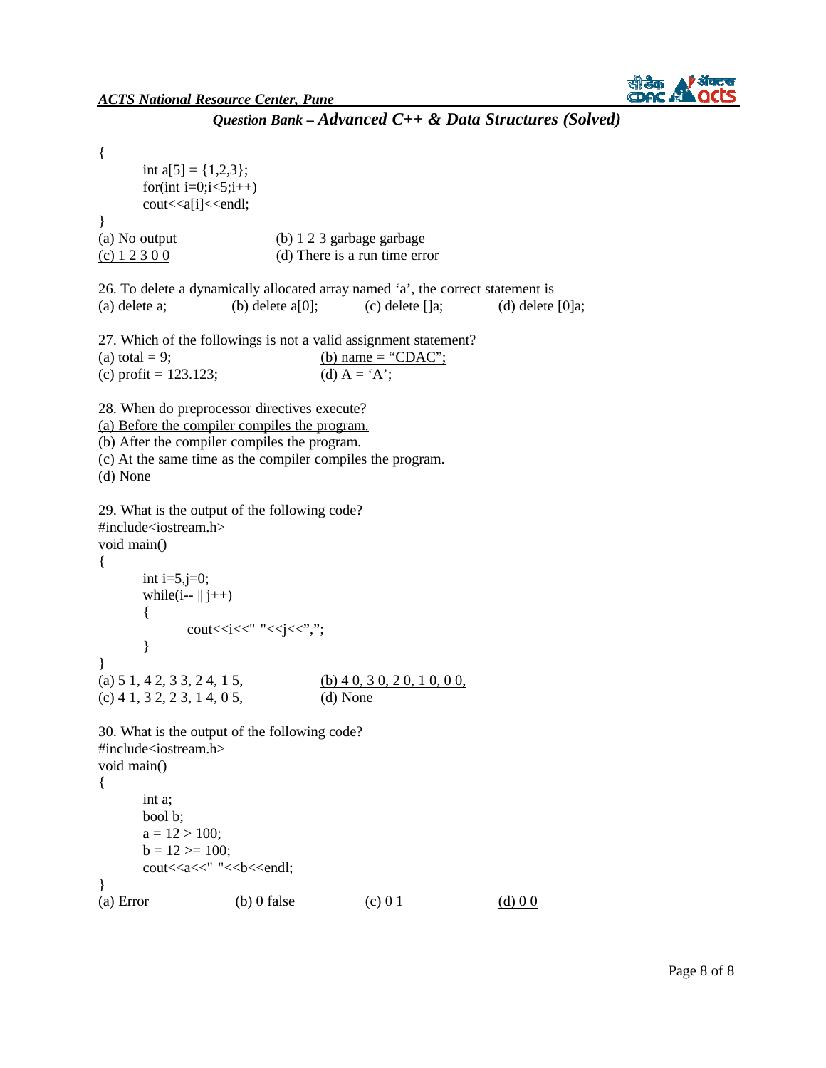```
{
        int a[5] = {1,2,3};
        for(int i=0;i<5;i++)
        cout<<a[i]<<endl;
}
```

(a) No output (b) 1 2 3 garbage garbage

<u>(c) 1 2 3 0 0</u> (d) There is a run time error

26. To delete a dynamically allocated array named ‘a’, the correct statement is

(a) delete a; (b) delete a[0]; <u>(c) delete []a;</u> (d) delete [0]a;

27. Which of the followings is not a valid assignment statement?

(a) total = 9; <u>(b) name = “CDAC”;</u>

(c) profit = 123.123; (d) A = ‘A’;

28. When do preprocessor directives execute?

<u>(a) Before the compiler compiles the program.</u>

(b) After the compiler compiles the program.

(c) At the same time as the compiler compiles the program.

(d) None

29. What is the output of the following code?

```
#include<iostream.h>
void main()
{
        int i=5,j=0;
        while(i-- || j++)
        {
                cout<<i<<" "<<j<<”,”;
        }
}
```

(a) 5 1, 4 2, 3 3, 2 4, 1 5, <u>(b) 4 0, 3 0, 2 0, 1 0, 0 0,</u>

(c) 4 1, 3 2, 2 3, 1 4, 0 5, (d) None

30. What is the output of the following code?

```
#include<iostream.h>
void main()
{
        int a;
        bool b;
        a = 12 > 100;
        b = 12 >= 100;
        cout<<a<<" "<<b<<endl;
}
```

(a) Error (b) 0 false (c) 0 1 <u>(d) 0 0</u>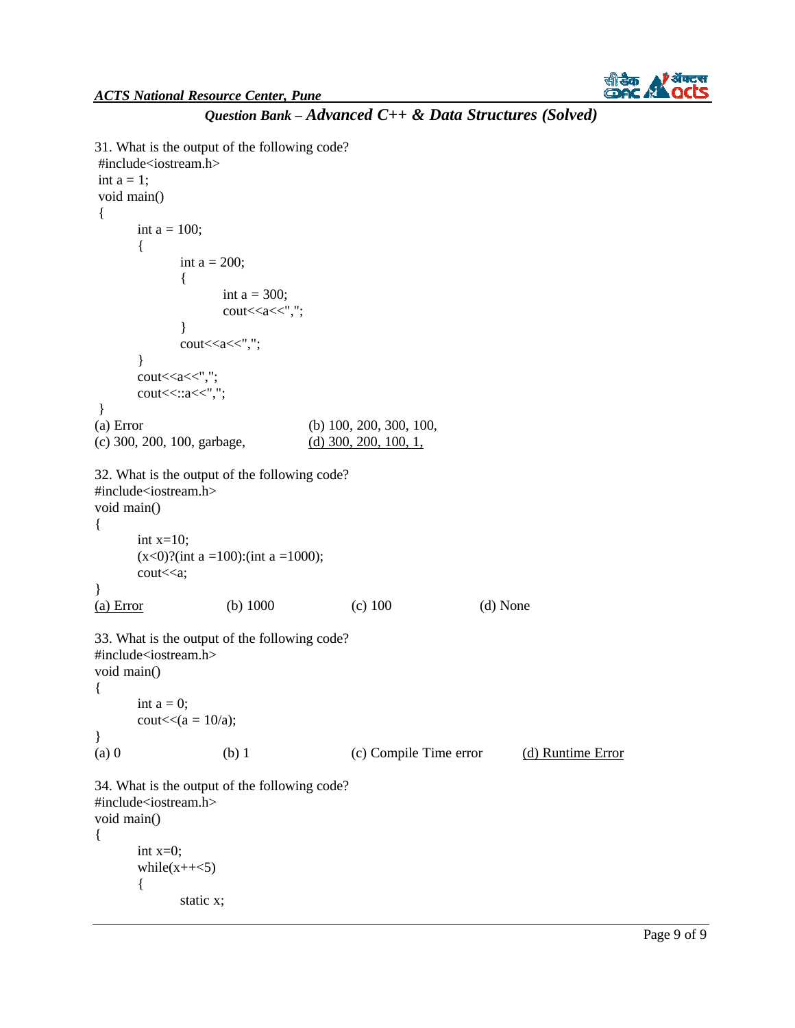31. What is the output of the following code?

```
#include<iostream.h>
int a = 1;
void main()
{
        int a = 100;
        {
                int a = 200;
                {
                        int a = 300;
                        cout<<a<<",";
                }
                cout<<a<<",";
        }
        cout<<a<<",";
        cout<<::a<<",";
}
```

(a) Error (b) 100, 200, 300, 100,
(c) 300, 200, 100, garbage, <u>(d) 300, 200, 100, 1,</u>

32. What is the output of the following code?

```
#include<iostream.h>
void main()
{
        int x=10;
        (x<0)?(int a =100):(int a =1000);
        cout<<a;
}
```

<u>(a) Error</u> (b) 1000 (c) 100 (d) None

33. What is the output of the following code?

```
#include<iostream.h>
void main()
{
        int a = 0;
        cout<<(a = 10/a);
}
```

(a) 0 (b) 1 (c) Compile Time error <u>(d) Runtime Error</u>

34. What is the output of the following code?

```
#include<iostream.h>
void main()
{
        int x=0;
        while(x++<5)
        {
                static x;
```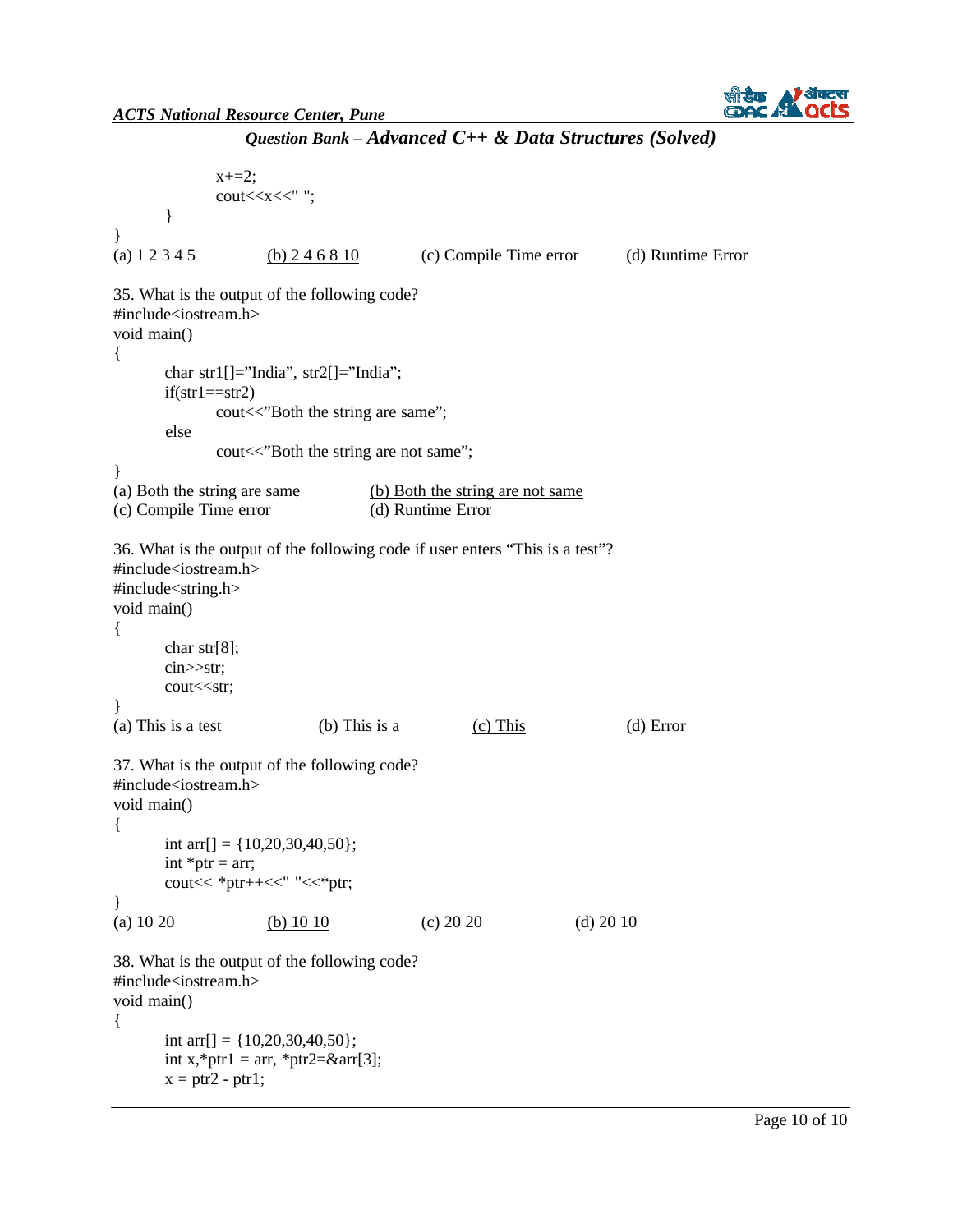```
        x+=2;
        cout<<x<<" ";
    }
}
```

(a) 1 2 3 4 5 <u>(b) 2 4 6 8 10</u> (c) Compile Time error (d) Runtime Error

35. What is the output of the following code?

```
#include<iostream.h>
void main()
{
    char str1[]="India", str2[]="India";
    if(str1==str2)
        cout<<"Both the string are same";
    else
        cout<<"Both the string are not same";
}
```

(a) Both the string are same <u>(b) Both the string are not same</u>
(c) Compile Time error (d) Runtime Error

36. What is the output of the following code if user enters "This is a test"?

```
#include<iostream.h>
#include<string.h>
void main()
{
    char str[8];
    cin>>str;
    cout<<str;
}
```

(a) This is a test (b) This is a <u>(c) This</u> (d) Error

37. What is the output of the following code?

```
#include<iostream.h>
void main()
{
    int arr[] = {10,20,30,40,50};
    int *ptr = arr;
    cout<< *ptr++<<" "<<*ptr;
}
```

(a) 10 20 <u>(b) 10 10</u> (c) 20 20 (d) 20 10

38. What is the output of the following code?

```
#include<iostream.h>
void main()
{
    int arr[] = {10,20,30,40,50};
    int x,*ptr1 = arr, *ptr2=&arr[3];
    x = ptr2 - ptr1;
```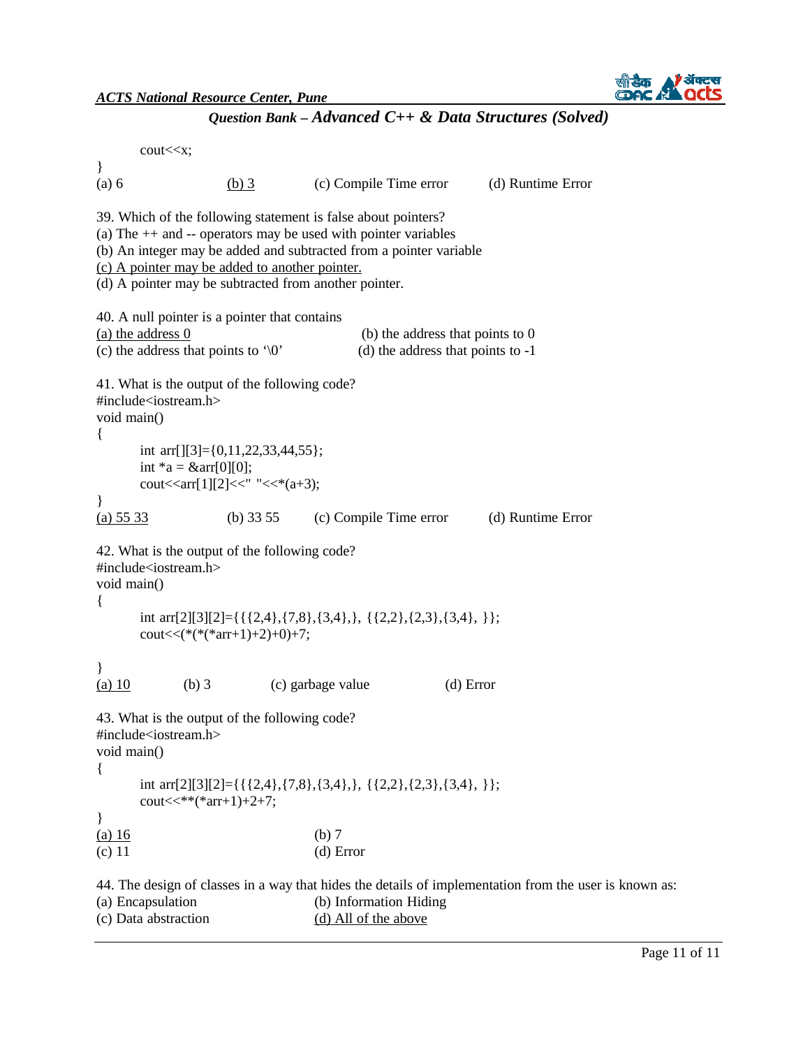```
    cout<<x;
}
```

(a) 6 (b) 3 (c) Compile Time error (d) Runtime Error

39. Which of the following statement is false about pointers?
(a) The ++ and -- operators may be used with pointer variables
(b) An integer may be added and subtracted from a pointer variable
(c) A pointer may be added to another pointer.
(d) A pointer may be subtracted from another pointer.

40. A null pointer is a pointer that contains
(a) the address 0 (b) the address that points to 0
(c) the address that points to '\0' (d) the address that points to -1

41. What is the output of the following code?

```
#include<iostream.h>
void main()
{
    int arr[][3]={0,11,22,33,44,55};
    int *a = &arr[0][0];
    cout<<arr[1][2]<<" "<<*(a+3);
}
```

(a) 55 33 (b) 33 55 (c) Compile Time error (d) Runtime Error

42. What is the output of the following code?

```
#include<iostream.h>
void main()
{
    int arr[2][3][2]={{{2,4},{7,8},{3,4},}, {{2,2},{2,3},{3,4}, }};
    cout<<(*(*(*arr+1)+2)+0)+7;

}
```

(a) 10 (b) 3 (c) garbage value (d) Error

43. What is the output of the following code?

```
#include<iostream.h>
void main()
{
    int arr[2][3][2]={{{2,4},{7,8},{3,4},}, {{2,2},{2,3},{3,4}, }};
    cout<<**(*arr+1)+2+7;
}
```

(a) 16 (b) 7
(c) 11 (d) Error

44. The design of classes in a way that hides the details of implementation from the user is known as:
(a) Encapsulation (b) Information Hiding
(c) Data abstraction (d) All of the above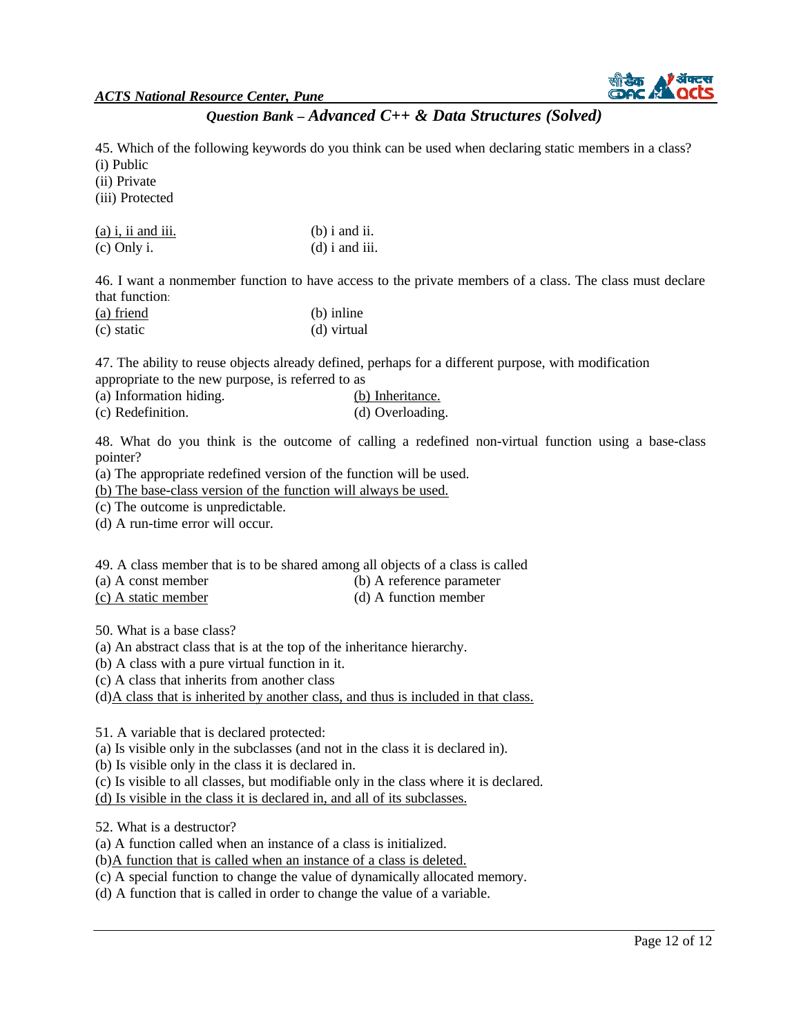45. Which of the following keywords do you think can be used when declaring static members in a class?
(i) Public
(ii) Private
(iii) Protected

<u>(a) i, ii and iii.</u> (b) i and ii.
(c) Only i. (d) i and iii.

46. I want a nonmember function to have access to the private members of a class. The class must declare that function:
<u>(a) friend</u> (b) inline
(c) static (d) virtual

47. The ability to reuse objects already defined, perhaps for a different purpose, with modification appropriate to the new purpose, is referred to as
(a) Information hiding. <u>(b) Inheritance.</u>
(c) Redefinition. (d) Overloading.

48. What do you think is the outcome of calling a redefined non-virtual function using a base-class pointer?
(a) The appropriate redefined version of the function will be used.
<u>(b) The base-class version of the function will always be used.</u>
(c) The outcome is unpredictable.
(d) A run-time error will occur.

49. A class member that is to be shared among all objects of a class is called
(a) A const member (b) A reference parameter
<u>(c) A static member</u> (d) A function member

50. What is a base class?
(a) An abstract class that is at the top of the inheritance hierarchy.
(b) A class with a pure virtual function in it.
(c) A class that inherits from another class
(d)<u>A class that is inherited by another class, and thus is included in that class.</u>

51. A variable that is declared protected:
(a) Is visible only in the subclasses (and not in the class it is declared in).
(b) Is visible only in the class it is declared in.
(c) Is visible to all classes, but modifiable only in the class where it is declared.
<u>(d) Is visible in the class it is declared in, and all of its subclasses.</u>

52. What is a destructor?
(a) A function called when an instance of a class is initialized.
(b)<u>A function that is called when an instance of a class is deleted.</u>
(c) A special function to change the value of dynamically allocated memory.
(d) A function that is called in order to change the value of a variable.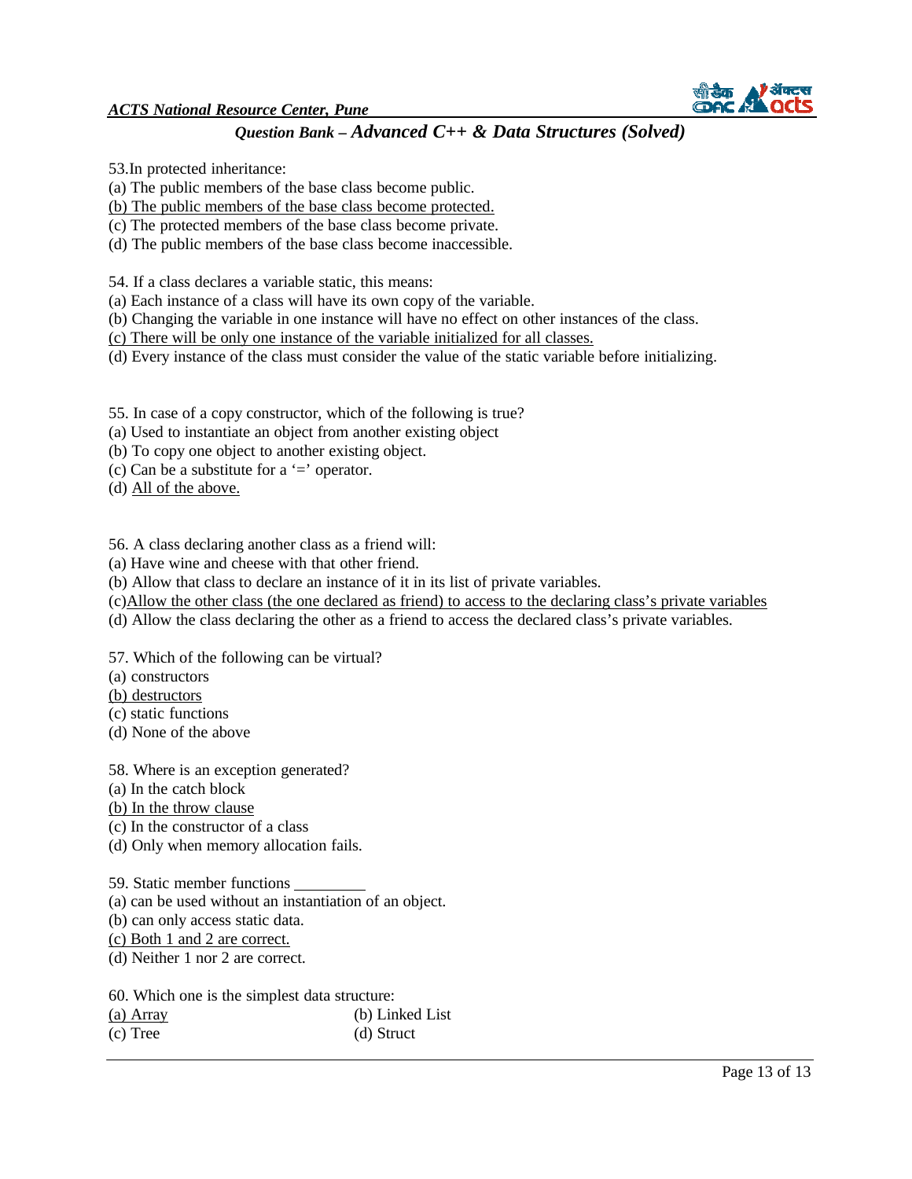53.In protected inheritance:

(a) The public members of the base class become public.

<u>(b) The public members of the base class become protected.</u>

(c) The protected members of the base class become private.

(d) The public members of the base class become inaccessible.

54. If a class declares a variable static, this means:

(a) Each instance of a class will have its own copy of the variable.

(b) Changing the variable in one instance will have no effect on other instances of the class.

<u>(c) There will be only one instance of the variable initialized for all classes.</u>

(d) Every instance of the class must consider the value of the static variable before initializing.

55. In case of a copy constructor, which of the following is true?

(a) Used to instantiate an object from another existing object

(b) To copy one object to another existing object.

(c) Can be a substitute for a '=' operator.

(d) <u>All of the above.</u>

56. A class declaring another class as a friend will:

(a) Have wine and cheese with that other friend.

(b) Allow that class to declare an instance of it in its list of private variables.

(c)<u>Allow the other class (the one declared as friend) to access to the declaring class's private variables</u>

(d) Allow the class declaring the other as a friend to access the declared class's private variables.

57. Which of the following can be virtual?

(a) constructors

<u>(b) destructors</u>

(c) static functions

(d) None of the above

58. Where is an exception generated?

(a) In the catch block

<u>(b) In the throw clause</u>

(c) In the constructor of a class

(d) Only when memory allocation fails.

59. Static member functions _________

(a) can be used without an instantiation of an object.

(b) can only access static data.

<u>(c) Both 1 and 2 are correct.</u>

(d) Neither 1 nor 2 are correct.

60. Which one is the simplest data structure:

<u>(a) Array</u> (b) Linked List

(c) Tree (d) Struct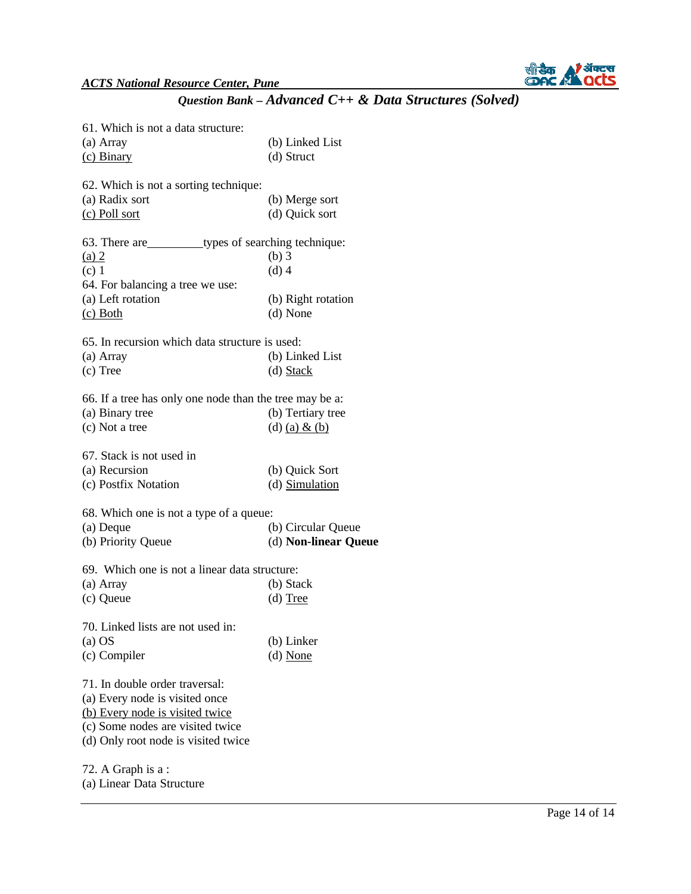61. Which is not a data structure:
(a) Array (b) Linked List
<u>(c) Binary</u> (d) Struct

62. Which is not a sorting technique:
(a) Radix sort (b) Merge sort
<u>(c) Poll sort</u> (d) Quick sort

63. There are_________types of searching technique:
<u>(a) 2</u> (b) 3
(c) 1 (d) 4

64. For balancing a tree we use:
(a) Left rotation (b) Right rotation
<u>(c) Both</u> (d) None

65. In recursion which data structure is used:
(a) Array (b) Linked List
(c) Tree (d) <u>Stack</u>

66. If a tree has only one node than the tree may be a:
(a) Binary tree (b) Tertiary tree
(c) Not a tree (d) <u>(a) & (b)</u>

67. Stack is not used in
(a) Recursion (b) Quick Sort
(c) Postfix Notation (d) <u>Simulation</u>

68. Which one is not a type of a queue:
(a) Deque (b) Circular Queue
(b) Priority Queue (d) **Non-linear Queue**

69. Which one is not a linear data structure:
(a) Array (b) Stack
(c) Queue (d) <u>Tree</u>

70. Linked lists are not used in:
(a) OS (b) Linker
(c) Compiler (d) <u>None</u>

71. In double order traversal:
(a) Every node is visited once
<u>(b) Every node is visited twice</u>
(c) Some nodes are visited twice
(d) Only root node is visited twice

72. A Graph is a :
(a) Linear Data Structure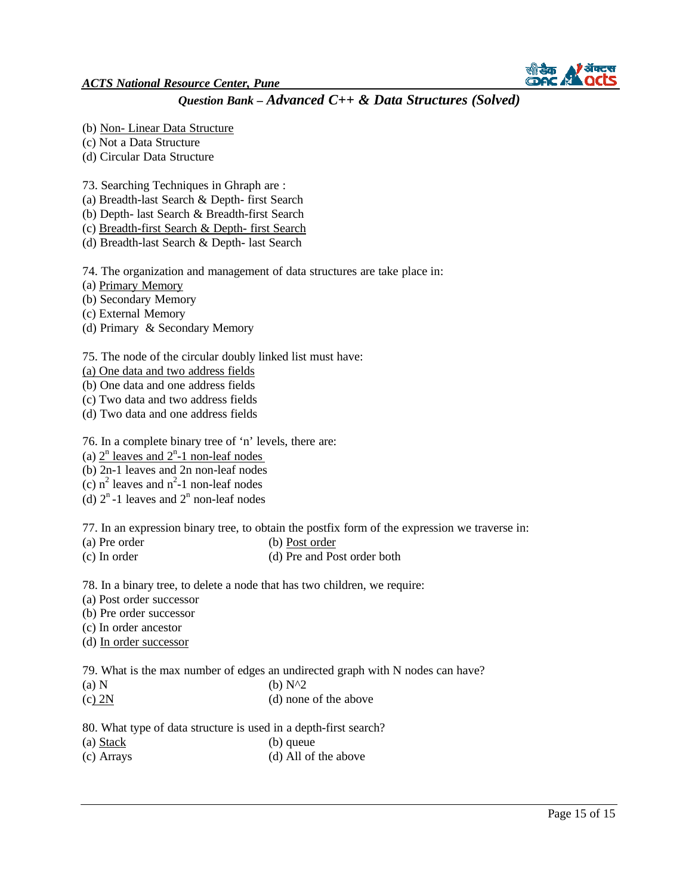(b) Non- Linear Data Structure
(c) Not a Data Structure
(d) Circular Data Structure

73. Searching Techniques in Ghraph are :
(a) Breadth-last Search & Depth- first Search
(b) Depth- last Search & Breadth-first Search
(c) Breadth-first Search & Depth- first Search
(d) Breadth-last Search & Depth- last Search

74. The organization and management of data structures are take place in:
(a) Primary Memory
(b) Secondary Memory
(c) External Memory
(d) Primary & Secondary Memory

75. The node of the circular doubly linked list must have:
(a) One data and two address fields
(b) One data and one address fields
(c) Two data and two address fields
(d) Two data and one address fields

76. In a complete binary tree of 'n' levels, there are:
(a) $2^n$ leaves and $2^n$-1 non-leaf nodes
(b) 2n-1 leaves and 2n non-leaf nodes
(c) $n^2$ leaves and $n^2$-1 non-leaf nodes
(d) $2^n$ -1 leaves and $2^n$ non-leaf nodes

77. In an expression binary tree, to obtain the postfix form of the expression we traverse in:
(a) Pre order
(b) Post order
(c) In order
(d) Pre and Post order both

78. In a binary tree, to delete a node that has two children, we require:
(a) Post order successor
(b) Pre order successor
(c) In order ancestor
(d) In order successor

79. What is the max number of edges an undirected graph with N nodes can have?
(a) N
(b) N^2
(c) 2N
(d) none of the above

80. What type of data structure is used in a depth-first search?
(a) Stack
(b) queue
(c) Arrays
(d) All of the above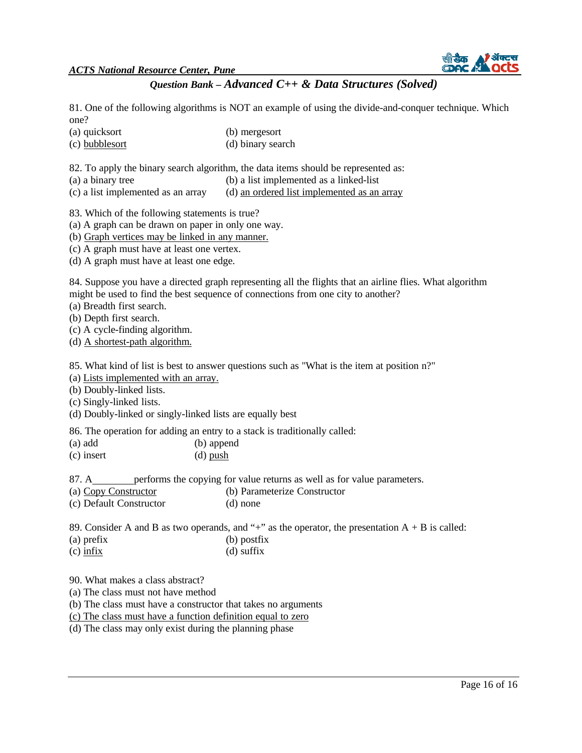81. One of the following algorithms is NOT an example of using the divide-and-conquer technique. Which one?

(a) quicksort (b) mergesort
(c) <u>bubblesort</u> (d) binary search

82. To apply the binary search algorithm, the data items should be represented as:

(a) a binary tree (b) a list implemented as a linked-list
(c) a list implemented as an array (d) <u>an ordered list implemented as an array</u>

83. Which of the following statements is true?

(a) A graph can be drawn on paper in only one way.
(b) <u>Graph vertices may be linked in any manner.</u>
(c) A graph must have at least one vertex.
(d) A graph must have at least one edge.

84. Suppose you have a directed graph representing all the flights that an airline flies. What algorithm might be used to find the best sequence of connections from one city to another?

(a) Breadth first search.
(b) Depth first search.
(c) A cycle-finding algorithm.
(d) <u>A shortest-path algorithm.</u>

85. What kind of list is best to answer questions such as "What is the item at position n?"

(a) <u>Lists implemented with an array.</u>
(b) Doubly-linked lists.
(c) Singly-linked lists.
(d) Doubly-linked or singly-linked lists are equally best

86. The operation for adding an entry to a stack is traditionally called:

(a) add (b) append
(c) insert (d) <u>push</u>

87. A________performs the copying for value returns as well as for value parameters.

(a) <u>Copy Constructor</u> (b) Parameterize Constructor
(c) Default Constructor (d) none

89. Consider A and B as two operands, and "+" as the operator, the presentation A + B is called:

(a) prefix (b) postfix
(c) <u>infix</u> (d) suffix

90. What makes a class abstract?

(a) The class must not have method
(b) The class must have a constructor that takes no arguments
<u>(c) The class must have a function definition equal to zero</u>
(d) The class may only exist during the planning phase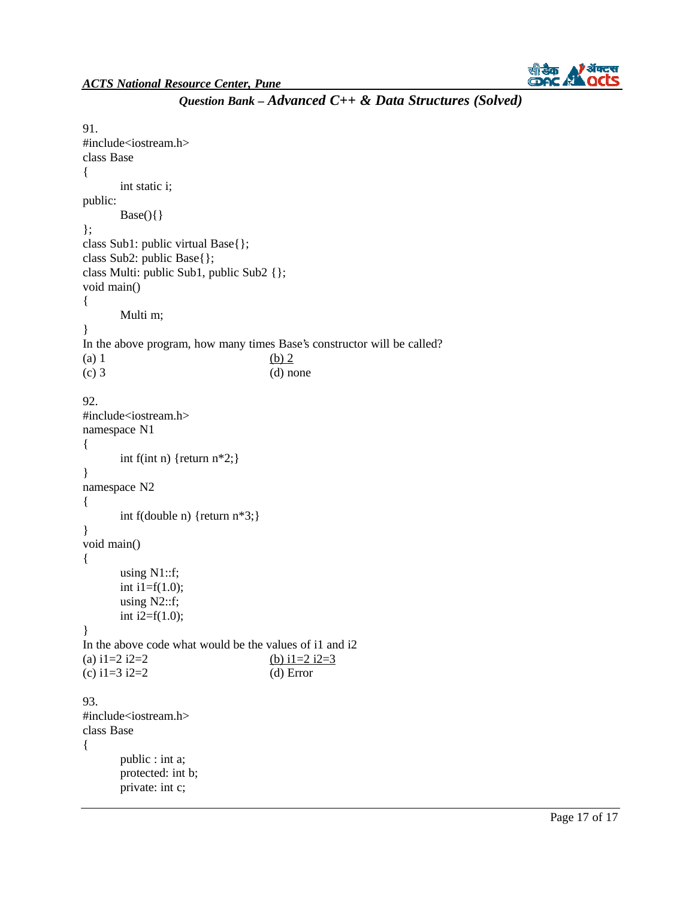91.

```
#include<iostream.h>
class Base
{
        int static i;
public:
        Base(){}
};
class Sub1: public virtual Base{};
class Sub2: public Base{};
class Multi: public Sub1, public Sub2 {};
void main()
{
        Multi m;
}
```

In the above program, how many times Base's constructor will be called?

(a) 1 (b) 2
(c) 3 (d) none

92.

```
#include<iostream.h>
namespace N1
{
        int f(int n) {return n*2;}
}
namespace N2
{
        int f(double n) {return n*3;}
}
void main()
{
        using N1::f;
        int i1=f(1.0);
        using N2::f;
        int i2=f(1.0);
}
```

In the above code what would be the values of i1 and i2

(a) i1=2 i2=2 (b) i1=2 i2=3
(c) i1=3 i2=2 (d) Error

93.

```
#include<iostream.h>
class Base
{
        public : int a;
        protected: int b;
        private: int c;
```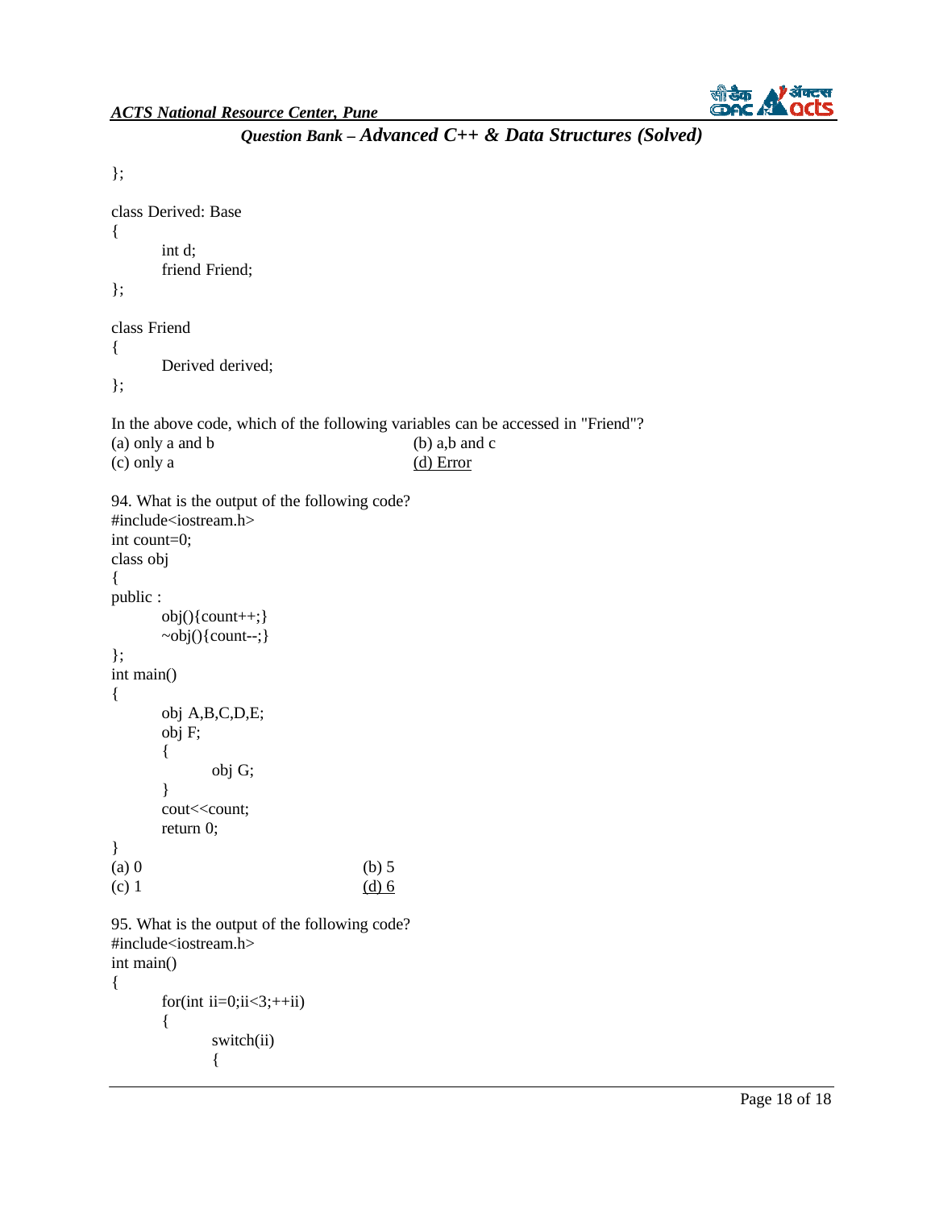```
};

class Derived: Base
{
        int d;
        friend Friend;
};

class Friend
{
        Derived derived;
};
```

In the above code, which of the following variables can be accessed in "Friend"?

(a) only a and b
(b) a,b and c
(c) only a
<u>(d) Error</u>

94. What is the output of the following code?

```
#include<iostream.h>
int count=0;
class obj
{
public :
        obj(){count++;}
        ~obj(){count--;}
};
int main()
{
        obj A,B,C,D,E;
        obj F;
        {
                obj G;
        }
        cout<<count;
        return 0;
}
```

(a) 0
(b) 5
(c) 1
<u>(d) 6</u>

95. What is the output of the following code?

```
#include<iostream.h>
int main()
{
        for(int ii=0;ii<3;++ii)
        {
                switch(ii)
                {
```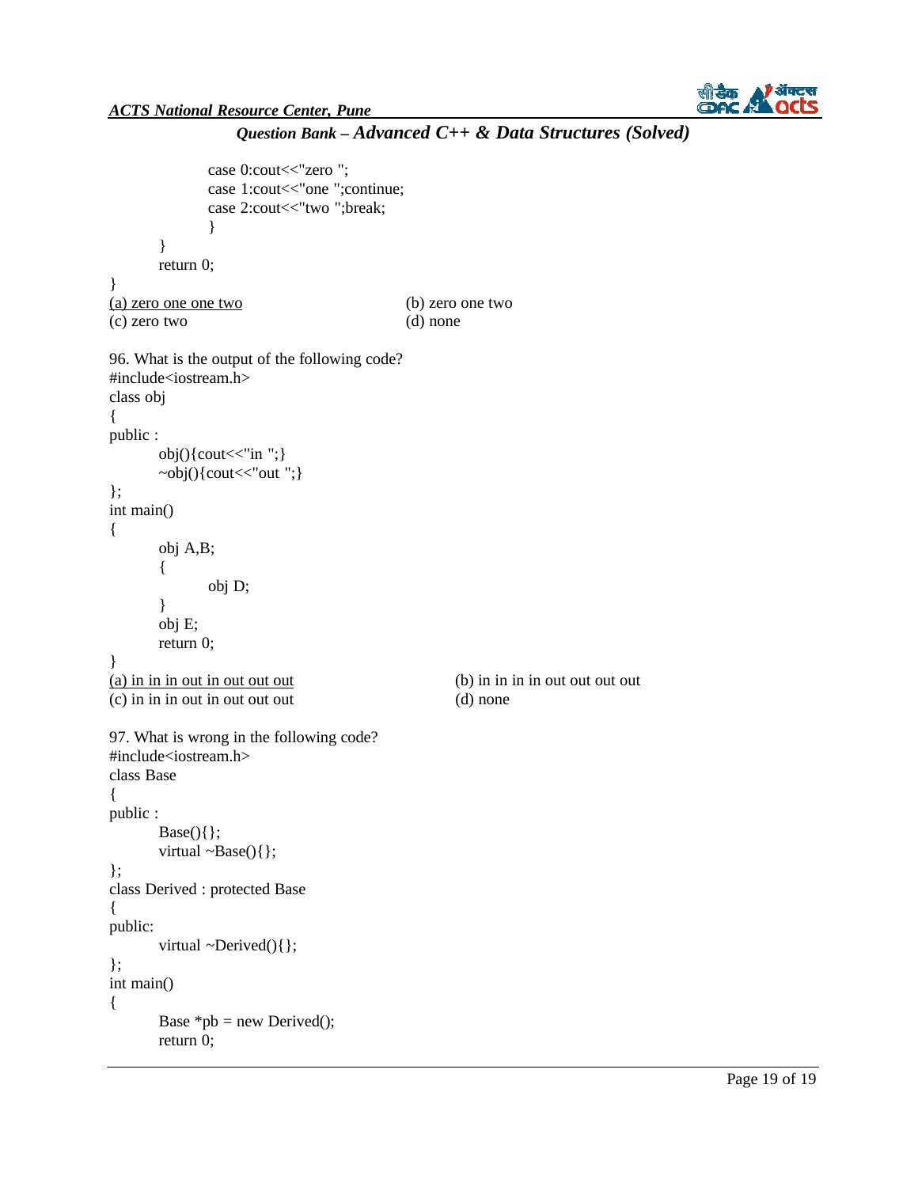```
            case 0:cout<<"zero ";
            case 1:cout<<"one ";continue;
            case 2:cout<<"two ";break;
            }
    }
    return 0;
}
```

<u>(a) zero one one two</u>    (b) zero one two
(c) zero two    (d) none

96. What is the output of the following code?

```
#include<iostream.h>
class obj
{
public :
    obj(){cout<<"in ";}
    ~obj(){cout<<"out ";}
};
int main()
{
    obj A,B;
    {
        obj D;
    }
    obj E;
    return 0;
}
```

<u>(a) in in in out in out out out</u>    (b) in in in in out out out out
(c) in in in out in out out out    (d) none

97. What is wrong in the following code?

```
#include<iostream.h>
class Base
{
public :
    Base(){};
    virtual ~Base(){};
};
class Derived : protected Base
{
public:
    virtual ~Derived(){};
};
int main()
{
    Base *pb = new Derived();
    return 0;
```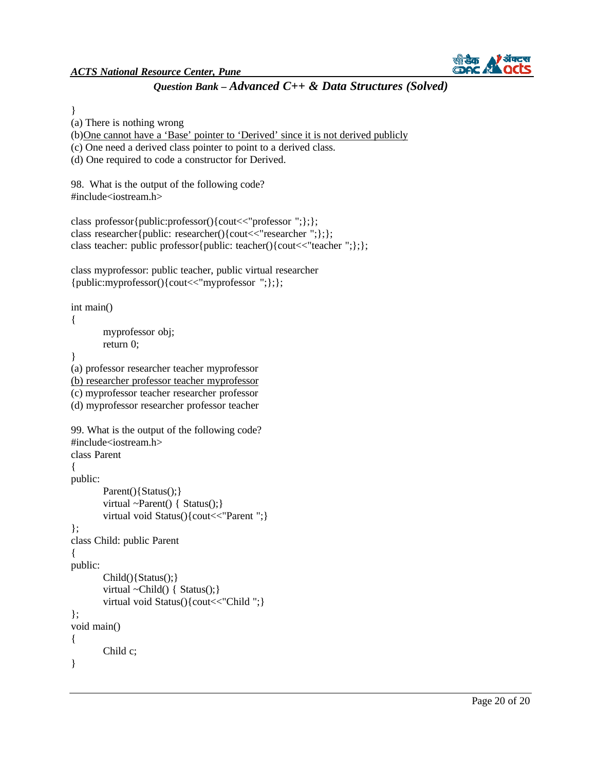}

(a) There is nothing wrong

(b)<u>One cannot have a 'Base' pointer to 'Derived' since it is not derived publicly</u>

(c) One need a derived class pointer to point to a derived class.

(d) One required to code a constructor for Derived.

98. What is the output of the following code?

```
#include<iostream.h>

class professor{public:professor(){cout<<"professor ";};};
class researcher{public: researcher(){cout<<"researcher ";};};
class teacher: public professor{public: teacher(){cout<<"teacher ";};};

class myprofessor: public teacher, public virtual researcher
{public:myprofessor(){cout<<"myprofessor ";};};

int main()
{
        myprofessor obj;
        return 0;
}
```

(a) professor researcher teacher myprofessor

(b) <u>researcher professor teacher myprofessor</u>

(c) myprofessor teacher researcher professor

(d) myprofessor researcher professor teacher

99. What is the output of the following code?

```
#include<iostream.h>
class Parent
{
public:
        Parent(){Status();}
        virtual ~Parent() { Status();}
        virtual void Status(){cout<<"Parent ";}
};
class Child: public Parent
{
public:
        Child(){Status();}
        virtual ~Child() { Status();}
        virtual void Status(){cout<<"Child ";}
};
void main()
{
        Child c;
}
```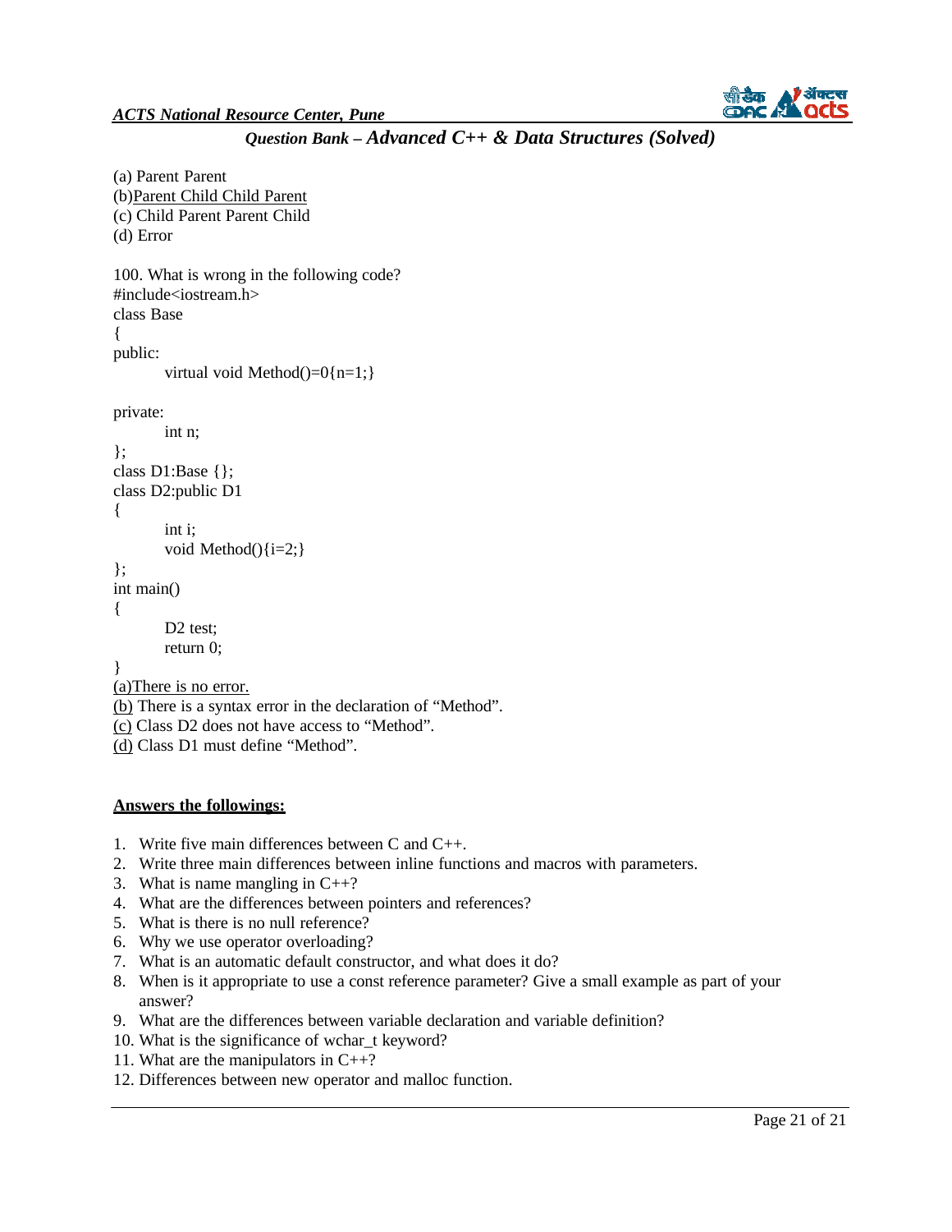(a) Parent Parent
(b)<u>Parent Child Child Parent</u>
(c) Child Parent Parent Child
(d) Error

100. What is wrong in the following code?

```
#include<iostream.h>
class Base
{
public:
        virtual void Method()=0{n=1;}

private:
        int n;
};
class D1:Base {};
class D2:public D1
{
        int i;
        void Method(){i=2;}
};
int main()
{
        D2 test;
        return 0;
}
```

<u>(a)There is no error.</u>
<u>(b)</u> There is a syntax error in the declaration of "Method".
<u>(c)</u> Class D2 does not have access to "Method".
<u>(d)</u> Class D1 must define "Method".

**<u>Answers the followings:</u>**

1. Write five main differences between C and C++.
2. Write three main differences between inline functions and macros with parameters.
3. What is name mangling in C++?
4. What are the differences between pointers and references?
5. What is there is no null reference?
6. Why we use operator overloading?
7. What is an automatic default constructor, and what does it do?
8. When is it appropriate to use a const reference parameter? Give a small example as part of your answer?
9. What are the differences between variable declaration and variable definition?
10. What is the significance of wchar_t keyword?
11. What are the manipulators in C++?
12. Differences between new operator and malloc function.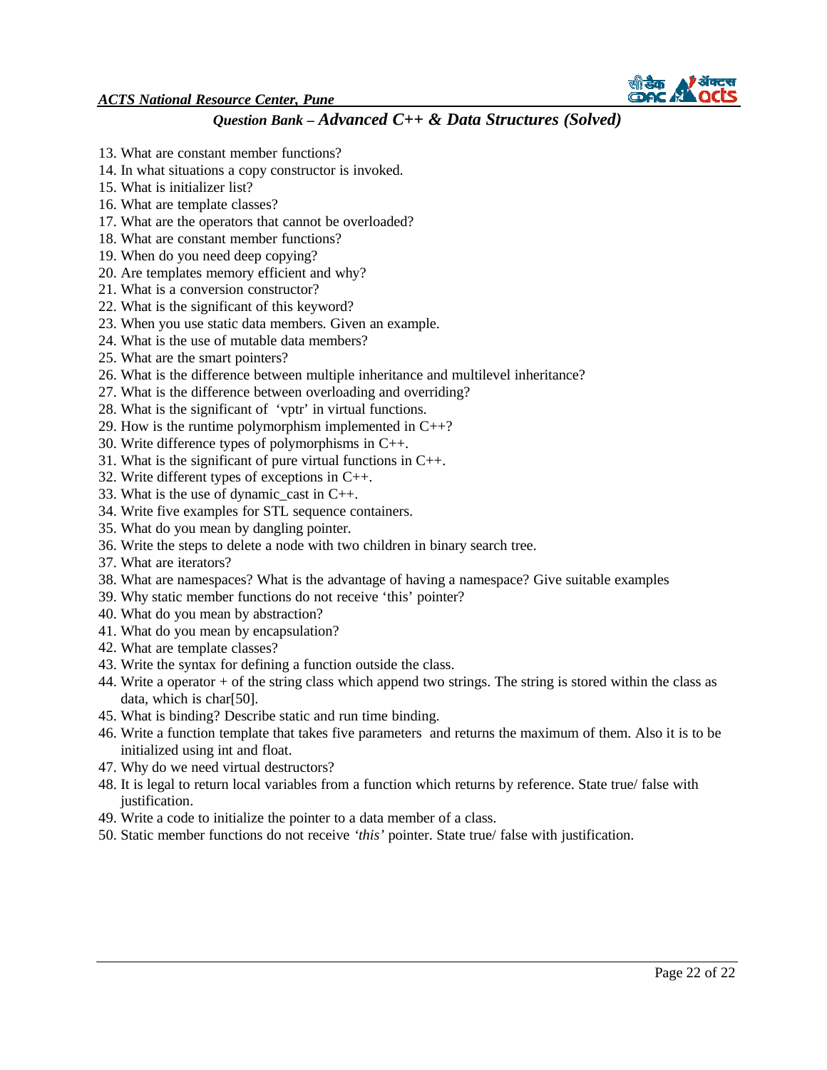13. What are constant member functions?
14. In what situations a copy constructor is invoked.
15. What is initializer list?
16. What are template classes?
17. What are the operators that cannot be overloaded?
18. What are constant member functions?
19. When do you need deep copying?
20. Are templates memory efficient and why?
21. What is a conversion constructor?
22. What is the significant of this keyword?
23. When you use static data members. Given an example.
24. What is the use of mutable data members?
25. What are the smart pointers?
26. What is the difference between multiple inheritance and multilevel inheritance?
27. What is the difference between overloading and overriding?
28. What is the significant of 'vptr' in virtual functions.
29. How is the runtime polymorphism implemented in C++?
30. Write difference types of polymorphisms in C++.
31. What is the significant of pure virtual functions in C++.
32. Write different types of exceptions in C++.
33. What is the use of dynamic_cast in C++.
34. Write five examples for STL sequence containers.
35. What do you mean by dangling pointer.
36. Write the steps to delete a node with two children in binary search tree.
37. What are iterators?
38. What are namespaces? What is the advantage of having a namespace? Give suitable examples
39. Why static member functions do not receive 'this' pointer?
40. What do you mean by abstraction?
41. What do you mean by encapsulation?
42. What are template classes?
43. Write the syntax for defining a function outside the class.
44. Write a operator + of the string class which append two strings. The string is stored within the class as data, which is char[50].
45. What is binding? Describe static and run time binding.
46. Write a function template that takes five parameters and returns the maximum of them. Also it is to be initialized using int and float.
47. Why do we need virtual destructors?
48. It is legal to return local variables from a function which returns by reference. State true/ false with justification.
49. Write a code to initialize the pointer to a data member of a class.
50. Static member functions do not receive *'this'* pointer. State true/ false with justification.